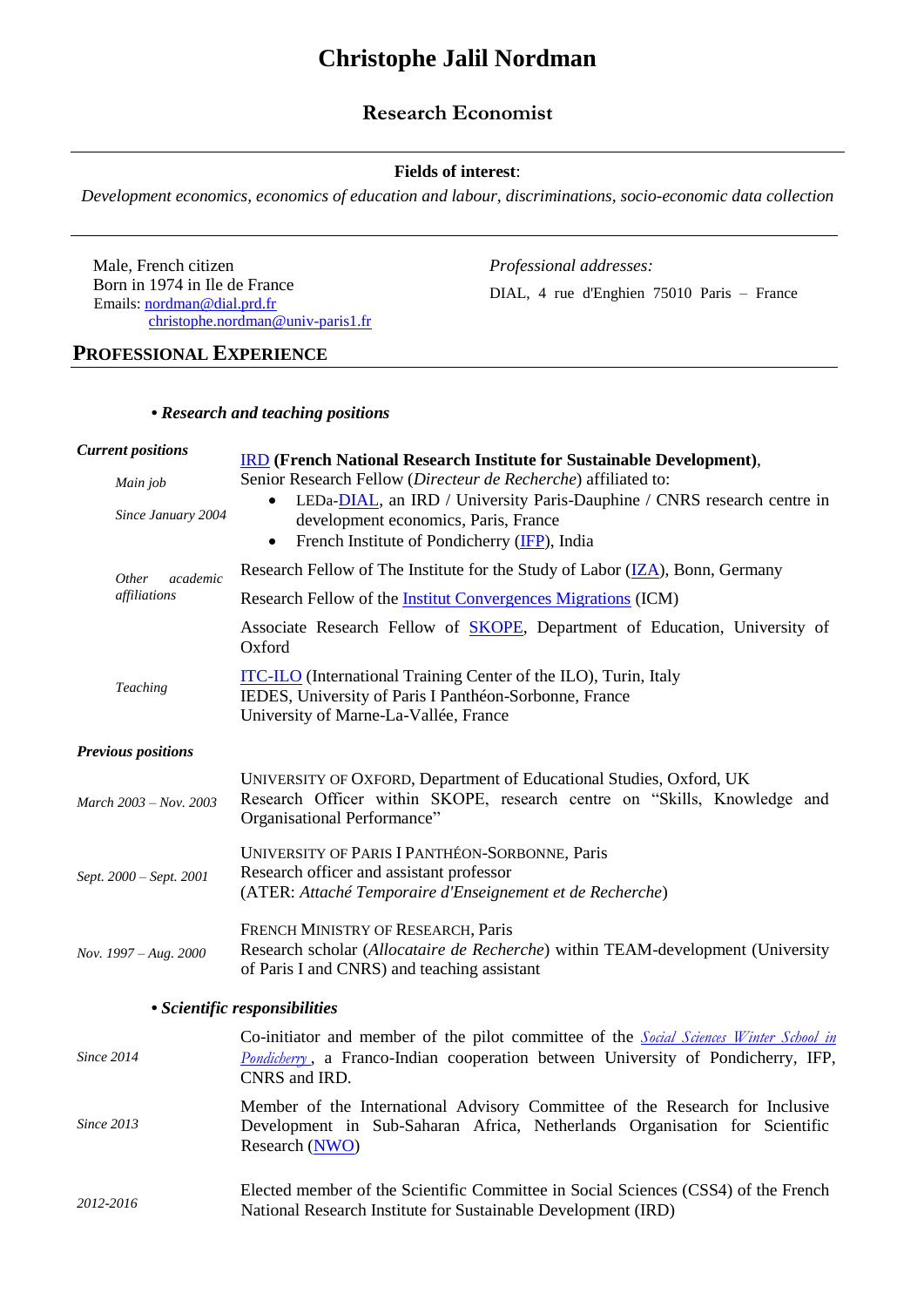# Christophe Jalil Nordman

## Research Economist

**Fields of interest**:

*Development economics, economics of education and labour, discriminations, socio-economic data collection*

Male, French citizen
Born in 1974 in Ile de France
Emails: nordman@dial.prd.fr
christophe.nordman@univ-paris1.fr

*Professional addresses:*

DIAL, 4 rue d'Enghien 75010 Paris – France

## PROFESSIONAL EXPERIENCE

### • *Research and teaching positions*

***Current positions***

| | |
|---|---|
| *Main job* <br> *Since January 2004* | IRD **(French National Research Institute for Sustainable Development)**, Senior Research Fellow (*Directeur de Recherche*) affiliated to: <br> • LEDa-DIAL, an IRD / University Paris-Dauphine / CNRS research centre in development economics, Paris, France <br> • French Institute of Pondicherry (IFP), India |
| *Other academic affiliations* | Research Fellow of The Institute for the Study of Labor (IZA), Bonn, Germany |
| | Research Fellow of the Institut Convergences Migrations (ICM) |
| | Associate Research Fellow of SKOPE, Department of Education, University of Oxford |
| *Teaching* | ITC-ILO (International Training Center of the ILO), Turin, Italy <br> IEDES, University of Paris I Panthéon-Sorbonne, France <br> University of Marne-La-Vallée, France |

***Previous positions***

| | |
|---|---|
| *March 2003 – Nov. 2003* | UNIVERSITY OF OXFORD, Department of Educational Studies, Oxford, UK <br> Research Officer within SKOPE, research centre on "Skills, Knowledge and Organisational Performance" |
| *Sept. 2000 – Sept. 2001* | UNIVERSITY OF PARIS I PANTHÉON-SORBONNE, Paris <br> Research officer and assistant professor <br> (ATER: *Attaché Temporaire d'Enseignement et de Recherche*) |
| *Nov. 1997 – Aug. 2000* | FRENCH MINISTRY OF RESEARCH, Paris <br> Research scholar (*Allocataire de Recherche*) within TEAM-development (University of Paris I and CNRS) and teaching assistant |

### • *Scientific responsibilities*

| | |
|---|---|
| *Since 2014* | Co-initiator and member of the pilot committee of the *Social Sciences Winter School in Pondicherry*, a Franco-Indian cooperation between University of Pondicherry, IFP, CNRS and IRD. |
| *Since 2013* | Member of the International Advisory Committee of the Research for Inclusive Development in Sub-Saharan Africa, Netherlands Organisation for Scientific Research (NWO) |
| *2012-2016* | Elected member of the Scientific Committee in Social Sciences (CSS4) of the French National Research Institute for Sustainable Development (IRD) |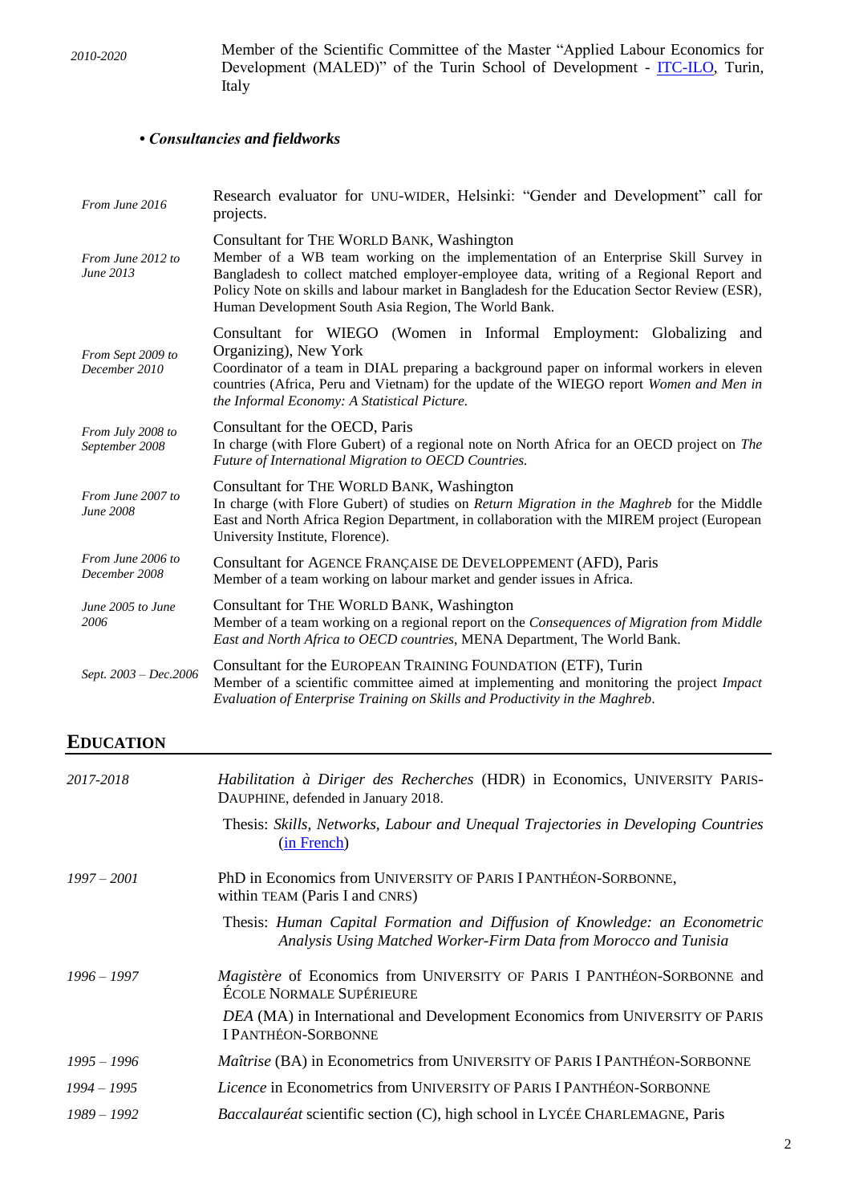| | |
|---|---|
| *2010-2020* | Member of the Scientific Committee of the Master "Applied Labour Economics for Development (MALED)" of the Turin School of Development - ITC-ILO, Turin, Italy |

### • *Consultancies and fieldworks*

| | |
|---|---|
| *From June 2016* | Research evaluator for UNU-WIDER, Helsinki: "Gender and Development" call for projects. |
| *From June 2012 to June 2013* | Consultant for THE WORLD BANK, Washington<br>Member of a WB team working on the implementation of an Enterprise Skill Survey in Bangladesh to collect matched employer-employee data, writing of a Regional Report and Policy Note on skills and labour market in Bangladesh for the Education Sector Review (ESR), Human Development South Asia Region, The World Bank. |
| *From Sept 2009 to December 2010* | Consultant for WIEGO (Women in Informal Employment: Globalizing and Organizing), New York<br>Coordinator of a team in DIAL preparing a background paper on informal workers in eleven countries (Africa, Peru and Vietnam) for the update of the WIEGO report *Women and Men in the Informal Economy: A Statistical Picture.* |
| *From July 2008 to September 2008* | Consultant for the OECD, Paris<br>In charge (with Flore Gubert) of a regional note on North Africa for an OECD project on *The Future of International Migration to OECD Countries.* |
| *From June 2007 to June 2008* | Consultant for THE WORLD BANK, Washington<br>In charge (with Flore Gubert) of studies on *Return Migration in the Maghreb* for the Middle East and North Africa Region Department, in collaboration with the MIREM project (European University Institute, Florence). |
| *From June 2006 to December 2008* | Consultant for AGENCE FRANÇAISE DE DEVELOPPEMENT (AFD), Paris<br>Member of a team working on labour market and gender issues in Africa. |
| *June 2005 to June 2006* | Consultant for THE WORLD BANK, Washington<br>Member of a team working on a regional report on the *Consequences of Migration from Middle East and North Africa to OECD countries*, MENA Department, The World Bank. |
| *Sept. 2003 – Dec.2006* | Consultant for the EUROPEAN TRAINING FOUNDATION (ETF), Turin<br>Member of a scientific committee aimed at implementing and monitoring the project *Impact Evaluation of Enterprise Training on Skills and Productivity in the Maghreb*. |

## EDUCATION

| | |
|---|---|
| *2017-2018* | *Habilitation à Diriger des Recherches* (HDR) in Economics, UNIVERSITY PARIS-DAUPHINE, defended in January 2018.<br>Thesis: *Skills, Networks, Labour and Unequal Trajectories in Developing Countries* (in French) |
| *1997 – 2001* | PhD in Economics from UNIVERSITY OF PARIS I PANTHÉON-SORBONNE, within TEAM (Paris I and CNRS)<br>Thesis: *Human Capital Formation and Diffusion of Knowledge: an Econometric Analysis Using Matched Worker-Firm Data from Morocco and Tunisia* |
| *1996 – 1997* | *Magistère* of Economics from UNIVERSITY OF PARIS I PANTHÉON-SORBONNE and ÉCOLE NORMALE SUPÉRIEURE<br>*DEA* (MA) in International and Development Economics from UNIVERSITY OF PARIS I PANTHÉON-SORBONNE |
| *1995 – 1996* | *Maîtrise* (BA) in Econometrics from UNIVERSITY OF PARIS I PANTHÉON-SORBONNE |
| *1994 – 1995* | *Licence* in Econometrics from UNIVERSITY OF PARIS I PANTHÉON-SORBONNE |
| *1989 – 1992* | *Baccalauréat* scientific section (C), high school in LYCÉE CHARLEMAGNE, Paris |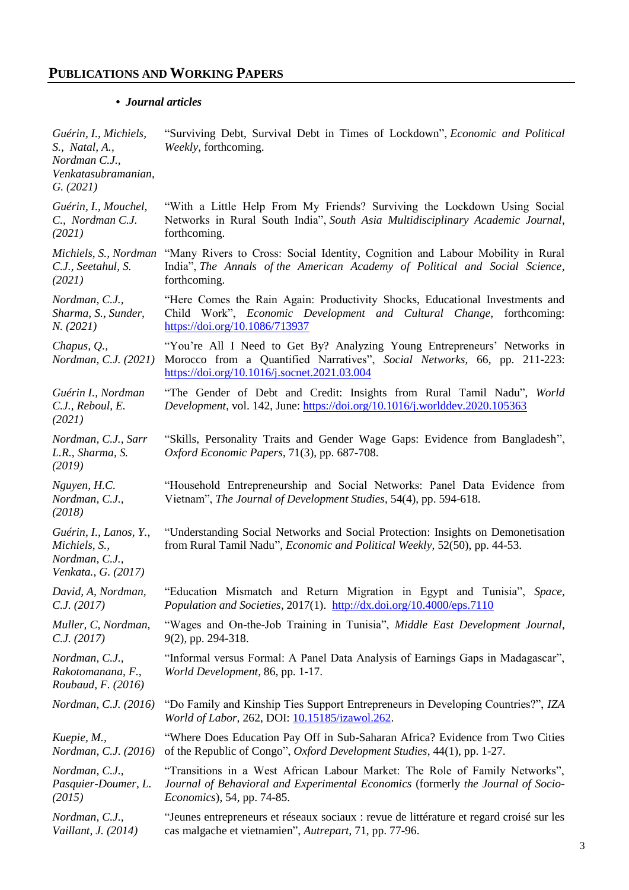## PUBLICATIONS AND WORKING PAPERS

- ***Journal articles***

| | |
|---|---|
| *Guérin, I., Michiels, S., Natal, A., Nordman C.J., Venkatasubramanian, G. (2021)* | "Surviving Debt, Survival Debt in Times of Lockdown", *Economic and Political Weekly*, forthcoming. |
| *Guérin, I., Mouchel, C., Nordman C.J. (2021)* | "With a Little Help From My Friends? Surviving the Lockdown Using Social Networks in Rural South India", *South Asia Multidisciplinary Academic Journal*, forthcoming. |
| *Michiels, S., Nordman C.J., Seetahul, S. (2021)* | "Many Rivers to Cross: Social Identity, Cognition and Labour Mobility in Rural India", *The Annals of the American Academy of Political and Social Science*, forthcoming. |
| *Nordman, C.J., Sharma, S., Sunder, N. (2021)* | "Here Comes the Rain Again: Productivity Shocks, Educational Investments and Child Work", *Economic Development and Cultural Change*, forthcoming: https://doi.org/10.1086/713937 |
| *Chapus, Q., Nordman, C.J. (2021)* | "You're All I Need to Get By? Analyzing Young Entrepreneurs' Networks in Morocco from a Quantified Narratives", *Social Networks*, 66, pp. 211-223: https://doi.org/10.1016/j.socnet.2021.03.004 |
| *Guérin I., Nordman C.J., Reboul, E. (2021)* | "The Gender of Debt and Credit: Insights from Rural Tamil Nadu", *World Development*, vol. 142, June: https://doi.org/10.1016/j.worlddev.2020.105363 |
| *Nordman, C.J., Sarr L.R., Sharma, S. (2019)* | "Skills, Personality Traits and Gender Wage Gaps: Evidence from Bangladesh", *Oxford Economic Papers*, 71(3), pp. 687-708. |
| *Nguyen, H.C. Nordman, C.J., (2018)* | "Household Entrepreneurship and Social Networks: Panel Data Evidence from Vietnam", *The Journal of Development Studies*, 54(4), pp. 594-618. |
| *Guérin, I., Lanos, Y., Michiels, S., Nordman, C.J., Venkata., G. (2017)* | "Understanding Social Networks and Social Protection: Insights on Demonetisation from Rural Tamil Nadu", *Economic and Political Weekly*, 52(50), pp. 44-53. |
| *David, A, Nordman, C.J. (2017)* | "Education Mismatch and Return Migration in Egypt and Tunisia", *Space, Population and Societies*, 2017(1). http://dx.doi.org/10.4000/eps.7110 |
| *Muller, C, Nordman, C.J. (2017)* | "Wages and On-the-Job Training in Tunisia", *Middle East Development Journal*, 9(2), pp. 294-318. |
| *Nordman, C.J., Rakotomanana, F., Roubaud, F. (2016)* | "Informal versus Formal: A Panel Data Analysis of Earnings Gaps in Madagascar", *World Development*, 86, pp. 1-17. |
| *Nordman, C.J. (2016)* | "Do Family and Kinship Ties Support Entrepreneurs in Developing Countries?", *IZA World of Labor*, 262, DOI: 10.15185/izawol.262. |
| *Kuepie, M., Nordman, C.J. (2016)* | "Where Does Education Pay Off in Sub-Saharan Africa? Evidence from Two Cities of the Republic of Congo", *Oxford Development Studies*, 44(1), pp. 1-27. |
| *Nordman, C.J., Pasquier-Doumer, L. (2015)* | "Transitions in a West African Labour Market: The Role of Family Networks", *Journal of Behavioral and Experimental Economics* (formerly *the Journal of Socio-Economics*), 54, pp. 74-85. |
| *Nordman, C.J., Vaillant, J. (2014)* | "Jeunes entrepreneurs et réseaux sociaux : revue de littérature et regard croisé sur les cas malgache et vietnamien", *Autrepart*, 71, pp. 77-96. |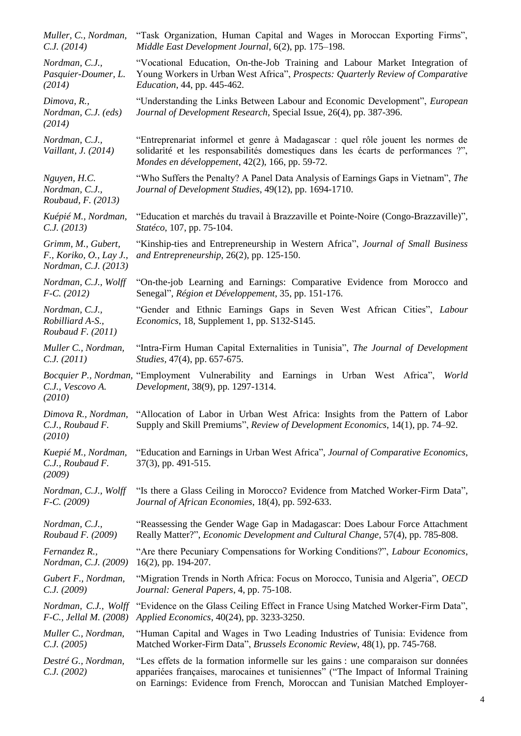| | |
|---|---|
| *Muller, C., Nordman, C.J. (2014)* | "Task Organization, Human Capital and Wages in Moroccan Exporting Firms", *Middle East Development Journal*, 6(2), pp. 175–198. |
| *Nordman, C.J., Pasquier-Doumer, L. (2014)* | "Vocational Education, On-the-Job Training and Labour Market Integration of Young Workers in Urban West Africa", *Prospects: Quarterly Review of Comparative Education*, 44, pp. 445-462. |
| *Dimova, R., Nordman, C.J. (eds) (2014)* | "Understanding the Links Between Labour and Economic Development", *European Journal of Development Research*, Special Issue, 26(4), pp. 387-396. |
| *Nordman, C.J., Vaillant, J. (2014)* | "Entreprenariat informel et genre à Madagascar : quel rôle jouent les normes de solidarité et les responsabilités domestiques dans les écarts de performances ?", *Mondes en développement*, 42(2), 166, pp. 59-72. |
| *Nguyen, H.C. Nordman, C.J., Roubaud, F. (2013)* | "Who Suffers the Penalty? A Panel Data Analysis of Earnings Gaps in Vietnam", *The Journal of Development Studies*, 49(12), pp. 1694-1710. |
| *Kuépié M., Nordman, C.J. (2013)* | "Education et marchés du travail à Brazzaville et Pointe-Noire (Congo-Brazzaville)", *Statéco*, 107, pp. 75-104. |
| *Grimm, M., Gubert, F., Koriko, O., Lay J., Nordman, C.J. (2013)* | "Kinship-ties and Entrepreneurship in Western Africa", *Journal of Small Business and Entrepreneurship*, 26(2), pp. 125-150. |
| *Nordman, C.J., Wolff F-C. (2012)* | "On-the-job Learning and Earnings: Comparative Evidence from Morocco and Senegal", *Région et Développement*, 35, pp. 151-176. |
| *Nordman, C.J., Robilliard A-S., Roubaud F. (2011)* | "Gender and Ethnic Earnings Gaps in Seven West African Cities", *Labour Economics*, 18, Supplement 1, pp. S132-S145. |
| *Muller C., Nordman, C.J. (2011)* | "Intra-Firm Human Capital Externalities in Tunisia", *The Journal of Development Studies*, 47(4), pp. 657-675. |
| *Bocquier P., Nordman, C.J., Vescovo A. (2010)* | "Employment Vulnerability and Earnings in Urban West Africa", *World Development*, 38(9), pp. 1297-1314. |
| *Dimova R., Nordman, C.J., Roubaud F. (2010)* | "Allocation of Labor in Urban West Africa: Insights from the Pattern of Labor Supply and Skill Premiums", *Review of Development Economics*, 14(1), pp. 74–92. |
| *Kuepié M., Nordman, C.J., Roubaud F. (2009)* | "Education and Earnings in Urban West Africa", *Journal of Comparative Economics*, 37(3), pp. 491-515. |
| *Nordman, C.J., Wolff F-C. (2009)* | "Is there a Glass Ceiling in Morocco? Evidence from Matched Worker-Firm Data", *Journal of African Economies*, 18(4), pp. 592-633. |
| *Nordman, C.J., Roubaud F. (2009)* | "Reassessing the Gender Wage Gap in Madagascar: Does Labour Force Attachment Really Matter?", *Economic Development and Cultural Change*, 57(4), pp. 785-808. |
| *Fernandez R., Nordman, C.J. (2009)* | "Are there Pecuniary Compensations for Working Conditions?", *Labour Economics*, 16(2), pp. 194-207. |
| *Gubert F., Nordman, C.J. (2009)* | "Migration Trends in North Africa: Focus on Morocco, Tunisia and Algeria", *OECD Journal: General Papers*, 4, pp. 75-108. |
| *Nordman, C.J., Wolff F-C., Jellal M. (2008)* | "Evidence on the Glass Ceiling Effect in France Using Matched Worker-Firm Data", *Applied Economics*, 40(24), pp. 3233-3250. |
| *Muller C., Nordman, C.J. (2005)* | "Human Capital and Wages in Two Leading Industries of Tunisia: Evidence from Matched Worker-Firm Data", *Brussels Economic Review*, 48(1), pp. 745-768. |
| *Destré G., Nordman, C.J. (2002)* | "Les effets de la formation informelle sur les gains : une comparaison sur données appariées françaises, marocaines et tunisiennes" ("The Impact of Informal Training on Earnings: Evidence from French, Moroccan and Tunisian Matched Employer- |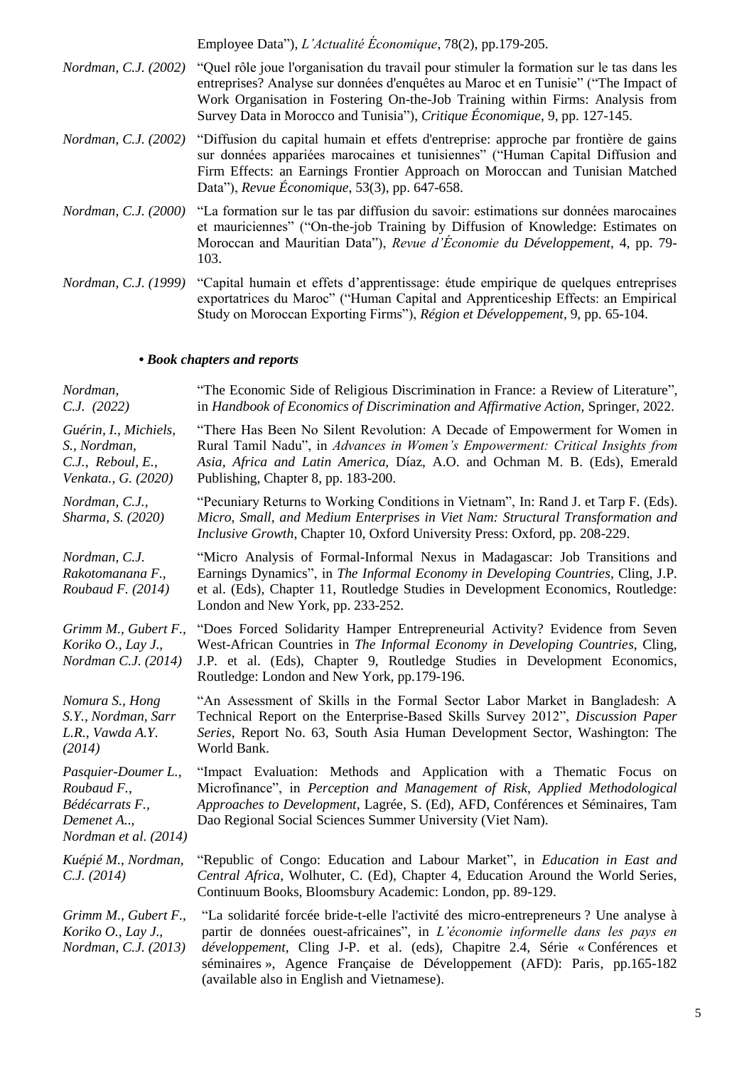Employee Data"), *L'Actualité Économique*, 78(2), pp.179-205.

*Nordman, C.J. (2002)* "Quel rôle joue l'organisation du travail pour stimuler la formation sur le tas dans les entreprises? Analyse sur données d'enquêtes au Maroc et en Tunisie" ("The Impact of Work Organisation in Fostering On-the-Job Training within Firms: Analysis from Survey Data in Morocco and Tunisia"), *Critique Économique*, 9, pp. 127-145.

*Nordman, C.J. (2002)* "Diffusion du capital humain et effets d'entreprise: approche par frontière de gains sur données appariées marocaines et tunisiennes" ("Human Capital Diffusion and Firm Effects: an Earnings Frontier Approach on Moroccan and Tunisian Matched Data"), *Revue Économique*, 53(3), pp. 647-658.

*Nordman, C.J. (2000)* "La formation sur le tas par diffusion du savoir: estimations sur données marocaines et mauriciennes" ("On-the-job Training by Diffusion of Knowledge: Estimates on Moroccan and Mauritian Data"), *Revue d'Économie du Développement*, 4, pp. 79-103.

*Nordman, C.J. (1999)* "Capital humain et effets d'apprentissage: étude empirique de quelques entreprises exportatrices du Maroc" ("Human Capital and Apprenticeship Effects: an Empirical Study on Moroccan Exporting Firms"), *Région et Développement*, 9, pp. 65-104.

***• Book chapters and reports***

*Nordman, C.J. (2022)* "The Economic Side of Religious Discrimination in France: a Review of Literature", in *Handbook of Economics of Discrimination and Affirmative Action,* Springer, 2022.

*Guérin, I., Michiels, S., Nordman, C.J., Reboul, E., Venkata., G. (2020)* "There Has Been No Silent Revolution: A Decade of Empowerment for Women in Rural Tamil Nadu", in *Advances in Women's Empowerment: Critical Insights from Asia, Africa and Latin America,* Díaz, A.O. and Ochman M. B. (Eds), Emerald Publishing, Chapter 8, pp. 183-200.

*Nordman, C.J., Sharma, S. (2020)* "Pecuniary Returns to Working Conditions in Vietnam", In: Rand J. et Tarp F. (Eds). *Micro, Small, and Medium Enterprises in Viet Nam: Structural Transformation and Inclusive Growth*, Chapter 10, Oxford University Press: Oxford, pp. 208-229.

*Nordman, C.J. Rakotomanana F., Roubaud F. (2014)* "Micro Analysis of Formal-Informal Nexus in Madagascar: Job Transitions and Earnings Dynamics", in *The Informal Economy in Developing Countries*, Cling, J.P. et al. (Eds), Chapter 11, Routledge Studies in Development Economics, Routledge: London and New York, pp. 233-252.

*Grimm M., Gubert F., Koriko O., Lay J., Nordman C.J. (2014)* "Does Forced Solidarity Hamper Entrepreneurial Activity? Evidence from Seven West-African Countries in *The Informal Economy in Developing Countries*, Cling, J.P. et al. (Eds), Chapter 9, Routledge Studies in Development Economics, Routledge: London and New York, pp.179-196.

*Nomura S., Hong S.Y., Nordman, Sarr L.R., Vawda A.Y. (2014)* "An Assessment of Skills in the Formal Sector Labor Market in Bangladesh: A Technical Report on the Enterprise-Based Skills Survey 2012", *Discussion Paper Series*, Report No. 63, South Asia Human Development Sector, Washington: The World Bank.

*Pasquier-Doumer L., Roubaud F., Bédécarrats F., Demenet A.., Nordman et al. (2014)* "Impact Evaluation: Methods and Application with a Thematic Focus on Microfinance", in *Perception and Management of Risk, Applied Methodological Approaches to Development*, Lagrée, S. (Ed), AFD, Conférences et Séminaires, Tam Dao Regional Social Sciences Summer University (Viet Nam).

*Kuépié M., Nordman, C.J. (2014)* "Republic of Congo: Education and Labour Market", in *Education in East and Central Africa*, Wolhuter, C. (Ed), Chapter 4, Education Around the World Series, Continuum Books, Bloomsbury Academic: London, pp. 89-129.

*Grimm M., Gubert F., Koriko O., Lay J., Nordman, C.J. (2013)* "La solidarité forcée bride-t-elle l'activité des micro-entrepreneurs ? Une analyse à partir de données ouest-africaines", in *L'économie informelle dans les pays en développement*, Cling J-P. et al. (eds), Chapitre 2.4, Série « Conférences et séminaires », Agence Française de Développement (AFD): Paris, pp.165-182 (available also in English and Vietnamese).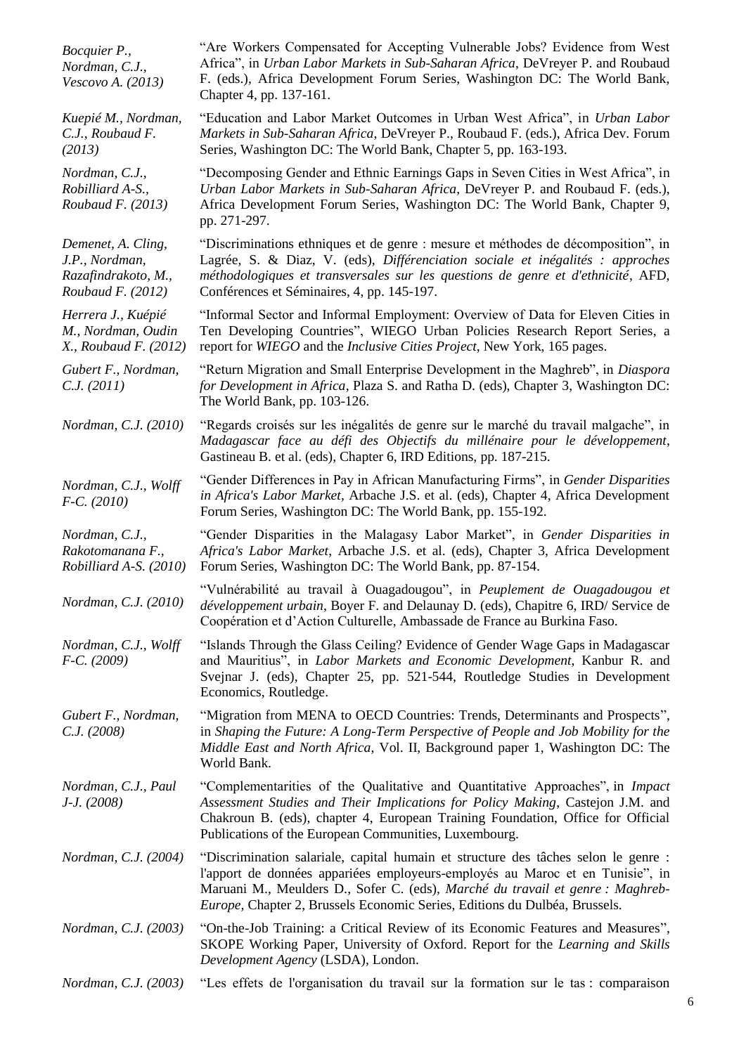*Bocquier P., Nordman, C.J., Vescovo A. (2013)* "Are Workers Compensated for Accepting Vulnerable Jobs? Evidence from West Africa", in *Urban Labor Markets in Sub-Saharan Africa*, DeVreyer P. and Roubaud F. (eds.), Africa Development Forum Series, Washington DC: The World Bank, Chapter 4, pp. 137-161.

*Kuepié M., Nordman, C.J., Roubaud F. (2013)* "Education and Labor Market Outcomes in Urban West Africa", in *Urban Labor Markets in Sub-Saharan Africa*, DeVreyer P., Roubaud F. (eds.), Africa Dev. Forum Series, Washington DC: The World Bank, Chapter 5, pp. 163-193.

*Nordman, C.J., Robilliard A-S., Roubaud F. (2013)* "Decomposing Gender and Ethnic Earnings Gaps in Seven Cities in West Africa", in *Urban Labor Markets in Sub-Saharan Africa*, DeVreyer P. and Roubaud F. (eds.), Africa Development Forum Series, Washington DC: The World Bank, Chapter 9, pp. 271-297.

*Demenet, A. Cling, J.P., Nordman, Razafindrakoto, M., Roubaud F. (2012)* "Discriminations ethniques et de genre : mesure et méthodes de décomposition", in Lagrée, S. & Diaz, V. (eds), *Différenciation sociale et inégalités : approches méthodologiques et transversales sur les questions de genre et d'ethnicité*, AFD, Conférences et Séminaires, 4, pp. 145-197.

*Herrera J., Kuépié M., Nordman, Oudin X., Roubaud F. (2012)* "Informal Sector and Informal Employment: Overview of Data for Eleven Cities in Ten Developing Countries", WIEGO Urban Policies Research Report Series, a report for *WIEGO* and the *Inclusive Cities Project*, New York, 165 pages.

*Gubert F., Nordman, C.J. (2011)* "Return Migration and Small Enterprise Development in the Maghreb", in *Diaspora for Development in Africa*, Plaza S. and Ratha D. (eds), Chapter 3, Washington DC: The World Bank, pp. 103-126.

*Nordman, C.J. (2010)* "Regards croisés sur les inégalités de genre sur le marché du travail malgache", in *Madagascar face au défi des Objectifs du millénaire pour le développement*, Gastineau B. et al. (eds), Chapter 6, IRD Editions, pp. 187-215.

*Nordman, C.J., Wolff F-C. (2010)* "Gender Differences in Pay in African Manufacturing Firms", in *Gender Disparities in Africa's Labor Market*, Arbache J.S. et al. (eds), Chapter 4, Africa Development Forum Series, Washington DC: The World Bank, pp. 155-192.

*Nordman, C.J., Rakotomanana F., Robilliard A-S. (2010)* "Gender Disparities in the Malagasy Labor Market", in *Gender Disparities in Africa's Labor Market*, Arbache J.S. et al. (eds), Chapter 3, Africa Development Forum Series, Washington DC: The World Bank, pp. 87-154.

*Nordman, C.J. (2010)* "Vulnérabilité au travail à Ouagadougou", in *Peuplement de Ouagadougou et développement urbain*, Boyer F. and Delaunay D. (eds), Chapitre 6, IRD/ Service de Coopération et d'Action Culturelle, Ambassade de France au Burkina Faso.

*Nordman, C.J., Wolff F-C. (2009)* "Islands Through the Glass Ceiling? Evidence of Gender Wage Gaps in Madagascar and Mauritius", in *Labor Markets and Economic Development*, Kanbur R. and Svejnar J. (eds), Chapter 25, pp. 521-544, Routledge Studies in Development Economics, Routledge.

*Gubert F., Nordman, C.J. (2008)* "Migration from MENA to OECD Countries: Trends, Determinants and Prospects", in *Shaping the Future: A Long-Term Perspective of People and Job Mobility for the Middle East and North Africa*, Vol. II, Background paper 1, Washington DC: The World Bank.

*Nordman, C.J., Paul J-J. (2008)* "Complementarities of the Qualitative and Quantitative Approaches", in *Impact Assessment Studies and Their Implications for Policy Making*, Castejon J.M. and Chakroun B. (eds), chapter 4, European Training Foundation, Office for Official Publications of the European Communities, Luxembourg.

*Nordman, C.J. (2004)* "Discrimination salariale, capital humain et structure des tâches selon le genre : l'apport de données appariées employeurs-employés au Maroc et en Tunisie", in Maruani M., Meulders D., Sofer C. (eds), *Marché du travail et genre : Maghreb-Europe,* Chapter 2, Brussels Economic Series, Editions du Dulbéa, Brussels.

*Nordman, C.J. (2003)* "On-the-Job Training: a Critical Review of its Economic Features and Measures", SKOPE Working Paper, University of Oxford. Report for the *Learning and Skills Development Agency* (LSDA), London.

*Nordman, C.J. (2003)* "Les effets de l'organisation du travail sur la formation sur le tas : comparaison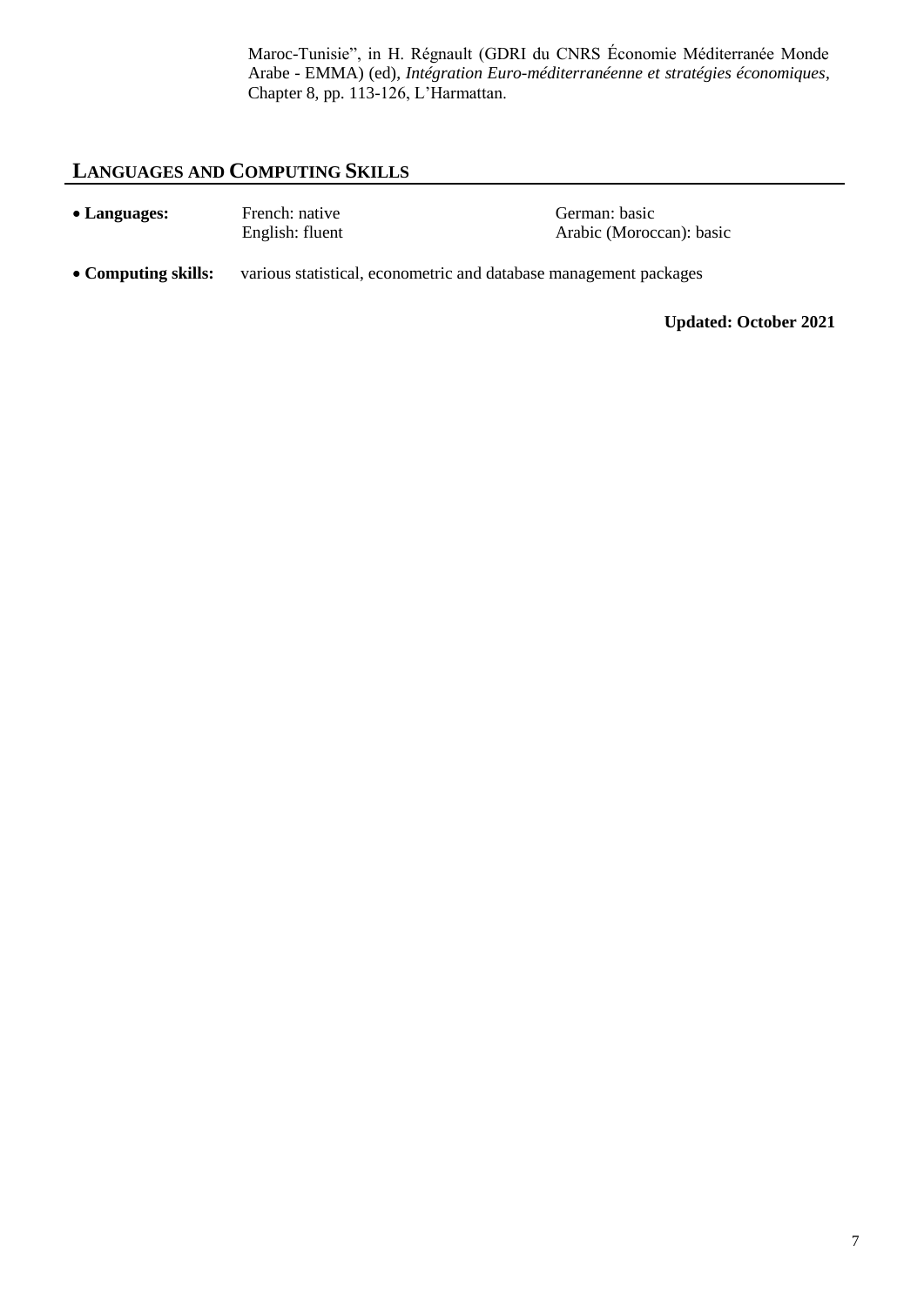Maroc-Tunisie", in H. Régnault (GDRI du CNRS Économie Méditerranée Monde Arabe - EMMA) (ed), *Intégration Euro-méditerranéenne et stratégies économiques*, Chapter 8, pp. 113-126, L'Harmattan.

## LANGUAGES AND COMPUTING SKILLS

- **Languages:** French: native; English: fluent; German: basic; Arabic (Moroccan): basic
- **Computing skills:** various statistical, econometric and database management packages

**Updated: October 2021**